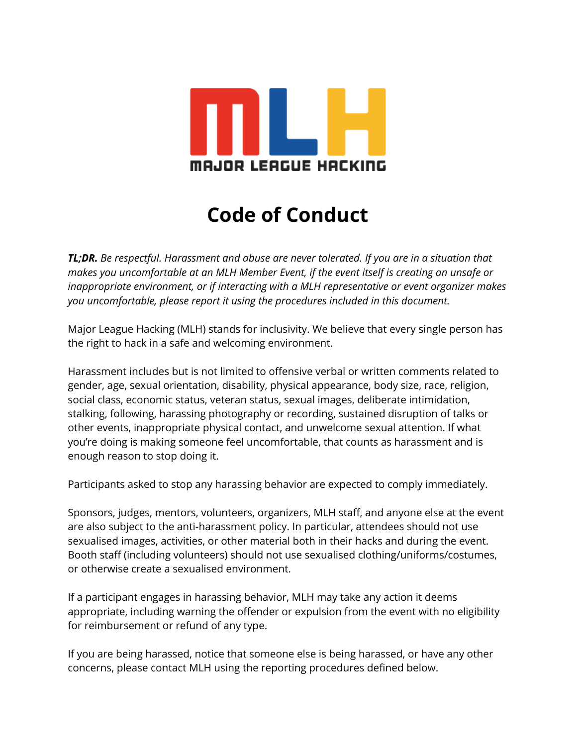MLH

MAJOR LEAGUE HACKING

# Code of Conduct

***TL;DR.*** *Be respectful. Harassment and abuse are never tolerated. If you are in a situation that makes you uncomfortable at an MLH Member Event, if the event itself is creating an unsafe or inappropriate environment, or if interacting with a MLH representative or event organizer makes you uncomfortable, please report it using the procedures included in this document.*

Major League Hacking (MLH) stands for inclusivity. We believe that every single person has the right to hack in a safe and welcoming environment.

Harassment includes but is not limited to offensive verbal or written comments related to gender, age, sexual orientation, disability, physical appearance, body size, race, religion, social class, economic status, veteran status, sexual images, deliberate intimidation, stalking, following, harassing photography or recording, sustained disruption of talks or other events, inappropriate physical contact, and unwelcome sexual attention. If what you're doing is making someone feel uncomfortable, that counts as harassment and is enough reason to stop doing it.

Participants asked to stop any harassing behavior are expected to comply immediately.

Sponsors, judges, mentors, volunteers, organizers, MLH staff, and anyone else at the event are also subject to the anti-harassment policy. In particular, attendees should not use sexualised images, activities, or other material both in their hacks and during the event. Booth staff (including volunteers) should not use sexualised clothing/uniforms/costumes, or otherwise create a sexualised environment.

If a participant engages in harassing behavior, MLH may take any action it deems appropriate, including warning the offender or expulsion from the event with no eligibility for reimbursement or refund of any type.

If you are being harassed, notice that someone else is being harassed, or have any other concerns, please contact MLH using the reporting procedures defined below.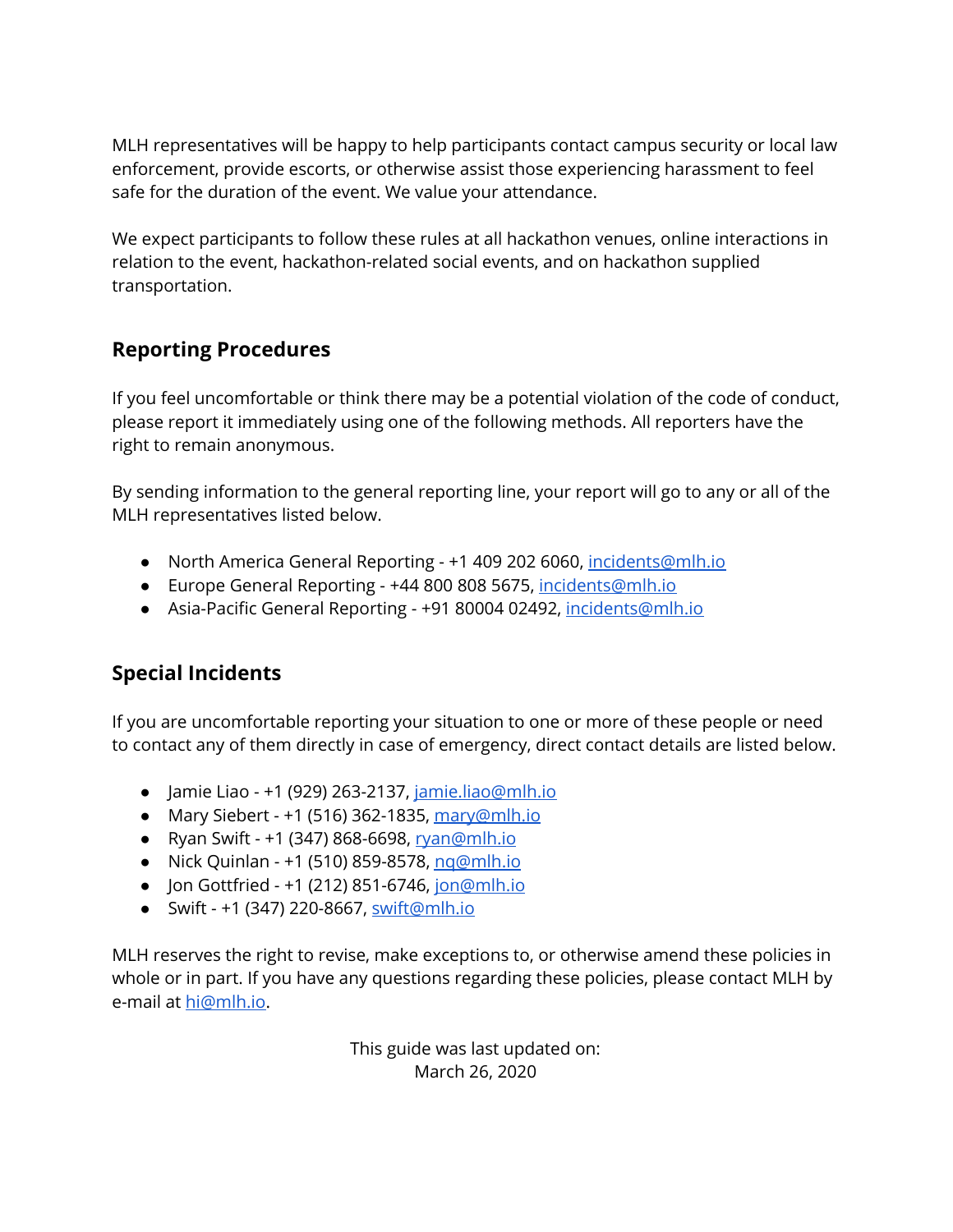MLH representatives will be happy to help participants contact campus security or local law enforcement, provide escorts, or otherwise assist those experiencing harassment to feel safe for the duration of the event. We value your attendance.

We expect participants to follow these rules at all hackathon venues, online interactions in relation to the event, hackathon-related social events, and on hackathon supplied transportation.

## Reporting Procedures

If you feel uncomfortable or think there may be a potential violation of the code of conduct, please report it immediately using one of the following methods. All reporters have the right to remain anonymous.

By sending information to the general reporting line, your report will go to any or all of the MLH representatives listed below.

- North America General Reporting - +1 409 202 6060, [incidents@mlh.io](mailto:incidents@mlh.io)
- Europe General Reporting - +44 800 808 5675, [incidents@mlh.io](mailto:incidents@mlh.io)
- Asia-Pacific General Reporting - +91 80004 02492, [incidents@mlh.io](mailto:incidents@mlh.io)

## Special Incidents

If you are uncomfortable reporting your situation to one or more of these people or need to contact any of them directly in case of emergency, direct contact details are listed below.

- Jamie Liao - +1 (929) 263-2137, [jamie.liao@mlh.io](mailto:jamie.liao@mlh.io)
- Mary Siebert - +1 (516) 362-1835, [mary@mlh.io](mailto:mary@mlh.io)
- Ryan Swift - +1 (347) 868-6698, [ryan@mlh.io](mailto:ryan@mlh.io)
- Nick Quinlan - +1 (510) 859-8578, [nq@mlh.io](mailto:nq@mlh.io)
- Jon Gottfried - +1 (212) 851-6746, [jon@mlh.io](mailto:jon@mlh.io)
- Swift - +1 (347) 220-8667, [swift@mlh.io](mailto:swift@mlh.io)

MLH reserves the right to revise, make exceptions to, or otherwise amend these policies in whole or in part. If you have any questions regarding these policies, please contact MLH by e-mail at [hi@mlh.io](mailto:hi@mlh.io).

This guide was last updated on:
March 26, 2020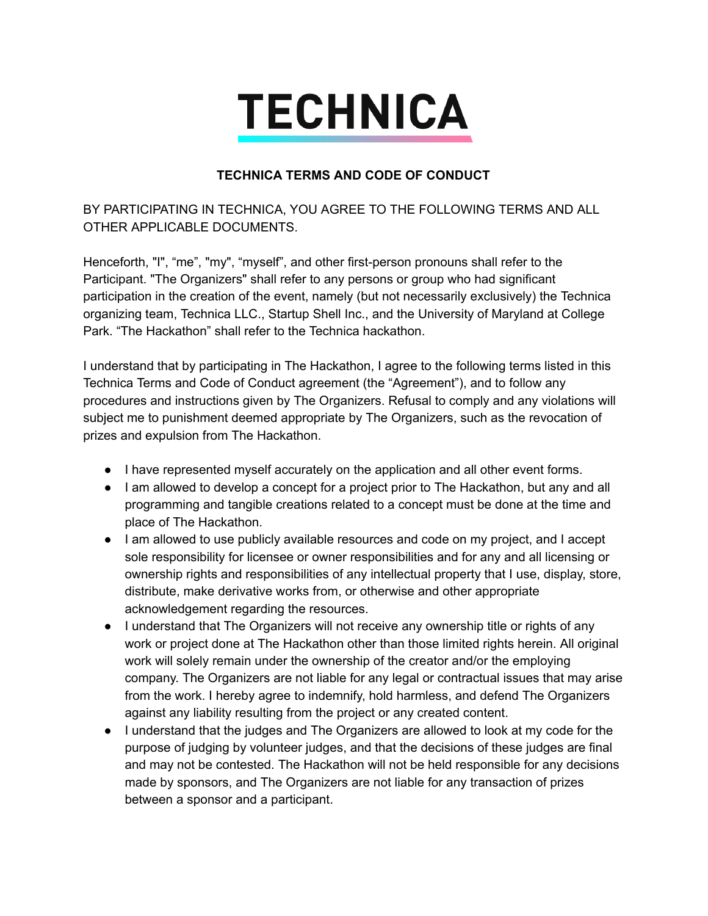# TECHNICA

**TECHNICA TERMS AND CODE OF CONDUCT**

BY PARTICIPATING IN TECHNICA, YOU AGREE TO THE FOLLOWING TERMS AND ALL OTHER APPLICABLE DOCUMENTS.

Henceforth, "I", "me", "my", "myself", and other first-person pronouns shall refer to the Participant. "The Organizers" shall refer to any persons or group who had significant participation in the creation of the event, namely (but not necessarily exclusively) the Technica organizing team, Technica LLC., Startup Shell Inc., and the University of Maryland at College Park. "The Hackathon" shall refer to the Technica hackathon.

I understand that by participating in The Hackathon, I agree to the following terms listed in this Technica Terms and Code of Conduct agreement (the "Agreement"), and to follow any procedures and instructions given by The Organizers. Refusal to comply and any violations will subject me to punishment deemed appropriate by The Organizers, such as the revocation of prizes and expulsion from The Hackathon.

- I have represented myself accurately on the application and all other event forms.
- I am allowed to develop a concept for a project prior to The Hackathon, but any and all programming and tangible creations related to a concept must be done at the time and place of The Hackathon.
- I am allowed to use publicly available resources and code on my project, and I accept sole responsibility for licensee or owner responsibilities and for any and all licensing or ownership rights and responsibilities of any intellectual property that I use, display, store, distribute, make derivative works from, or otherwise and other appropriate acknowledgement regarding the resources.
- I understand that The Organizers will not receive any ownership title or rights of any work or project done at The Hackathon other than those limited rights herein. All original work will solely remain under the ownership of the creator and/or the employing company. The Organizers are not liable for any legal or contractual issues that may arise from the work. I hereby agree to indemnify, hold harmless, and defend The Organizers against any liability resulting from the project or any created content.
- I understand that the judges and The Organizers are allowed to look at my code for the purpose of judging by volunteer judges, and that the decisions of these judges are final and may not be contested. The Hackathon will not be held responsible for any decisions made by sponsors, and The Organizers are not liable for any transaction of prizes between a sponsor and a participant.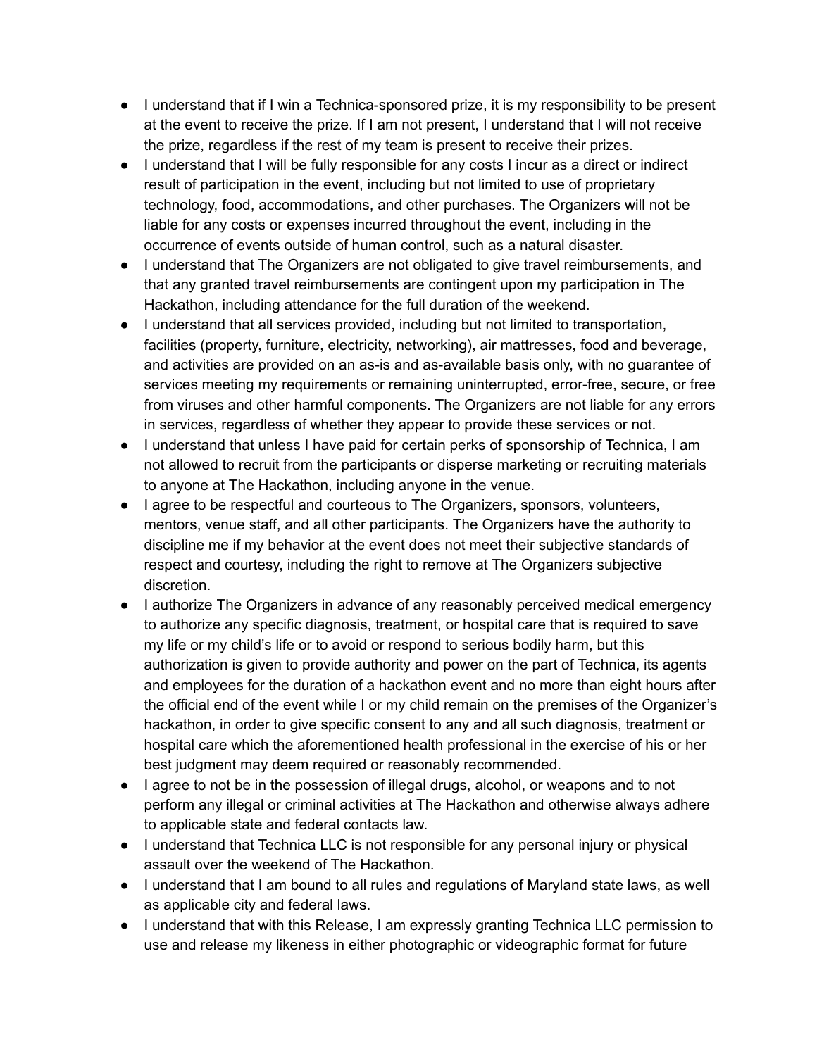- I understand that if I win a Technica-sponsored prize, it is my responsibility to be present at the event to receive the prize. If I am not present, I understand that I will not receive the prize, regardless if the rest of my team is present to receive their prizes.
- I understand that I will be fully responsible for any costs I incur as a direct or indirect result of participation in the event, including but not limited to use of proprietary technology, food, accommodations, and other purchases. The Organizers will not be liable for any costs or expenses incurred throughout the event, including in the occurrence of events outside of human control, such as a natural disaster.
- I understand that The Organizers are not obligated to give travel reimbursements, and that any granted travel reimbursements are contingent upon my participation in The Hackathon, including attendance for the full duration of the weekend.
- I understand that all services provided, including but not limited to transportation, facilities (property, furniture, electricity, networking), air mattresses, food and beverage, and activities are provided on an as-is and as-available basis only, with no guarantee of services meeting my requirements or remaining uninterrupted, error-free, secure, or free from viruses and other harmful components. The Organizers are not liable for any errors in services, regardless of whether they appear to provide these services or not.
- I understand that unless I have paid for certain perks of sponsorship of Technica, I am not allowed to recruit from the participants or disperse marketing or recruiting materials to anyone at The Hackathon, including anyone in the venue.
- I agree to be respectful and courteous to The Organizers, sponsors, volunteers, mentors, venue staff, and all other participants. The Organizers have the authority to discipline me if my behavior at the event does not meet their subjective standards of respect and courtesy, including the right to remove at The Organizers subjective discretion.
- I authorize The Organizers in advance of any reasonably perceived medical emergency to authorize any specific diagnosis, treatment, or hospital care that is required to save my life or my child's life or to avoid or respond to serious bodily harm, but this authorization is given to provide authority and power on the part of Technica, its agents and employees for the duration of a hackathon event and no more than eight hours after the official end of the event while I or my child remain on the premises of the Organizer's hackathon, in order to give specific consent to any and all such diagnosis, treatment or hospital care which the aforementioned health professional in the exercise of his or her best judgment may deem required or reasonably recommended.
- I agree to not be in the possession of illegal drugs, alcohol, or weapons and to not perform any illegal or criminal activities at The Hackathon and otherwise always adhere to applicable state and federal contacts law.
- I understand that Technica LLC is not responsible for any personal injury or physical assault over the weekend of The Hackathon.
- I understand that I am bound to all rules and regulations of Maryland state laws, as well as applicable city and federal laws.
- I understand that with this Release, I am expressly granting Technica LLC permission to use and release my likeness in either photographic or videographic format for future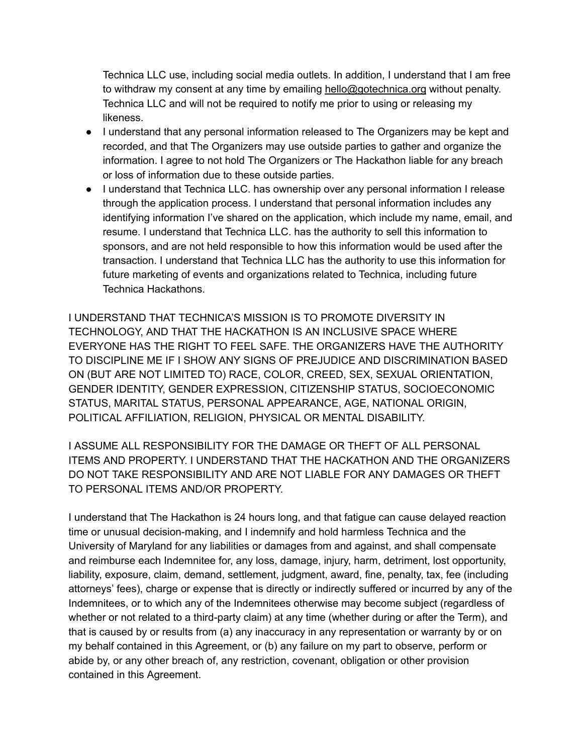Technica LLC use, including social media outlets. In addition, I understand that I am free to withdraw my consent at any time by emailing hello@gotechnica.org without penalty. Technica LLC and will not be required to notify me prior to using or releasing my likeness.

- I understand that any personal information released to The Organizers may be kept and recorded, and that The Organizers may use outside parties to gather and organize the information. I agree to not hold The Organizers or The Hackathon liable for any breach or loss of information due to these outside parties.
- I understand that Technica LLC. has ownership over any personal information I release through the application process. I understand that personal information includes any identifying information I've shared on the application, which include my name, email, and resume. I understand that Technica LLC. has the authority to sell this information to sponsors, and are not held responsible to how this information would be used after the transaction. I understand that Technica LLC has the authority to use this information for future marketing of events and organizations related to Technica, including future Technica Hackathons.

I UNDERSTAND THAT TECHNICA'S MISSION IS TO PROMOTE DIVERSITY IN TECHNOLOGY, AND THAT THE HACKATHON IS AN INCLUSIVE SPACE WHERE EVERYONE HAS THE RIGHT TO FEEL SAFE. THE ORGANIZERS HAVE THE AUTHORITY TO DISCIPLINE ME IF I SHOW ANY SIGNS OF PREJUDICE AND DISCRIMINATION BASED ON (BUT ARE NOT LIMITED TO) RACE, COLOR, CREED, SEX, SEXUAL ORIENTATION, GENDER IDENTITY, GENDER EXPRESSION, CITIZENSHIP STATUS, SOCIOECONOMIC STATUS, MARITAL STATUS, PERSONAL APPEARANCE, AGE, NATIONAL ORIGIN, POLITICAL AFFILIATION, RELIGION, PHYSICAL OR MENTAL DISABILITY.

I ASSUME ALL RESPONSIBILITY FOR THE DAMAGE OR THEFT OF ALL PERSONAL ITEMS AND PROPERTY. I UNDERSTAND THAT THE HACKATHON AND THE ORGANIZERS DO NOT TAKE RESPONSIBILITY AND ARE NOT LIABLE FOR ANY DAMAGES OR THEFT TO PERSONAL ITEMS AND/OR PROPERTY.

I understand that The Hackathon is 24 hours long, and that fatigue can cause delayed reaction time or unusual decision-making, and I indemnify and hold harmless Technica and the University of Maryland for any liabilities or damages from and against, and shall compensate and reimburse each Indemnitee for, any loss, damage, injury, harm, detriment, lost opportunity, liability, exposure, claim, demand, settlement, judgment, award, fine, penalty, tax, fee (including attorneys' fees), charge or expense that is directly or indirectly suffered or incurred by any of the Indemnitees, or to which any of the Indemnitees otherwise may become subject (regardless of whether or not related to a third-party claim) at any time (whether during or after the Term), and that is caused by or results from (a) any inaccuracy in any representation or warranty by or on my behalf contained in this Agreement, or (b) any failure on my part to observe, perform or abide by, or any other breach of, any restriction, covenant, obligation or other provision contained in this Agreement.